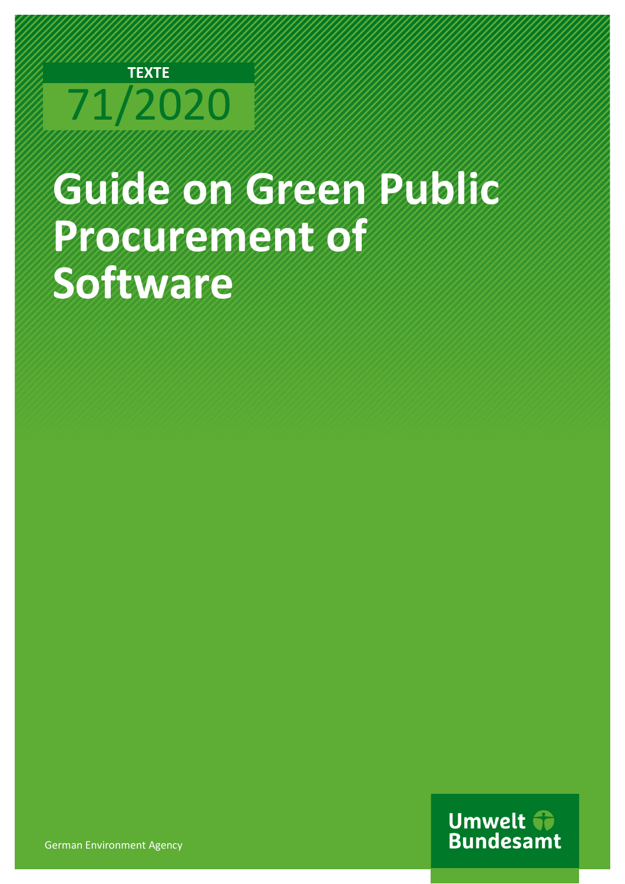TEXTE

71/2020

# Guide on Green Public Procurement of Software

German Environment Agency

Umwelt Bundesamt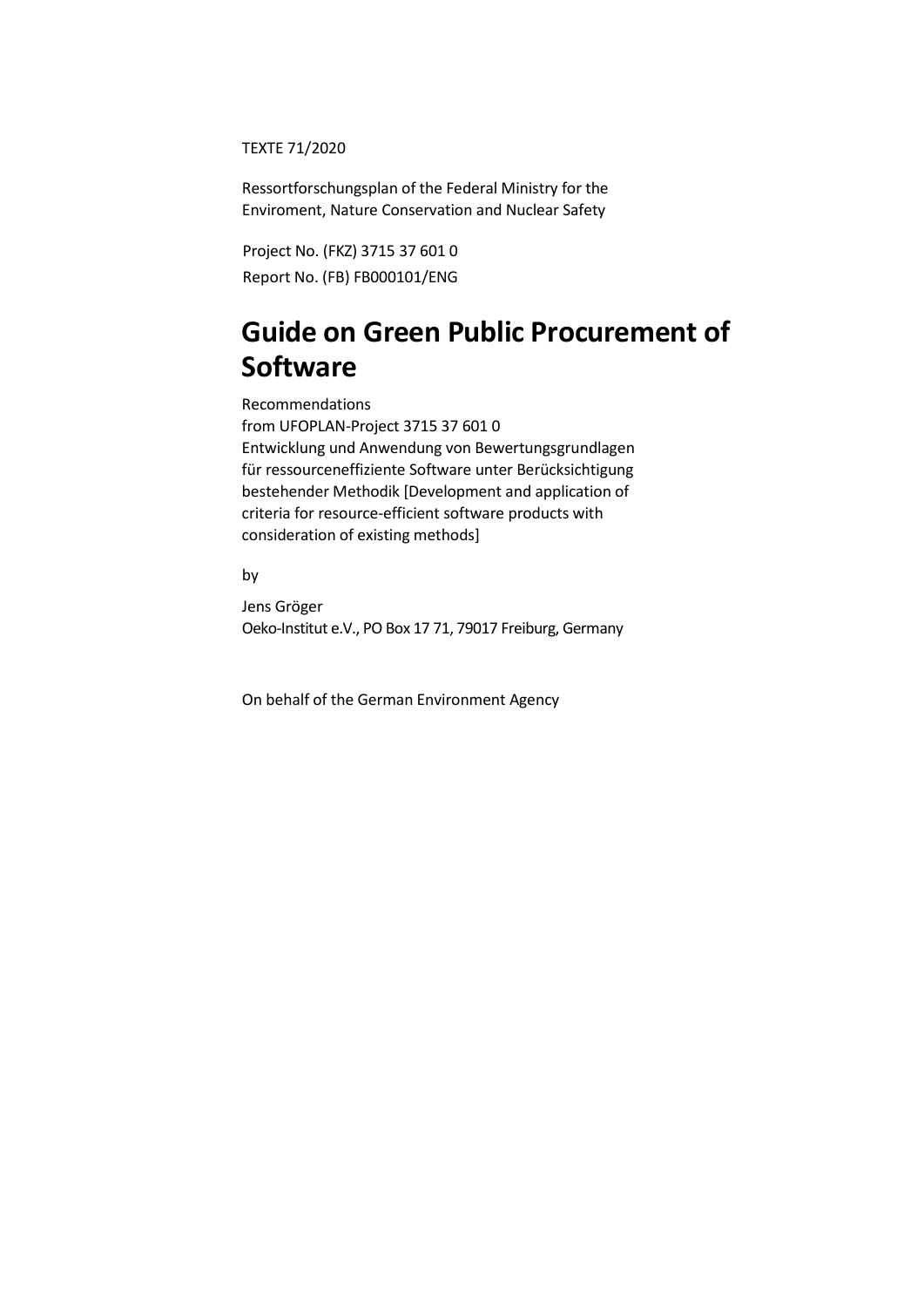TEXTE 71/2020

Ressortforschungsplan of the Federal Ministry for the Enviroment, Nature Conservation and Nuclear Safety

Project No. (FKZ) 3715 37 601 0
Report No. (FB) FB000101/ENG

# Guide on Green Public Procurement of Software

Recommendations
from UFOPLAN-Project 3715 37 601 0
Entwicklung und Anwendung von Bewertungsgrundlagen für ressourceneffiziente Software unter Berücksichtigung bestehender Methodik [Development and application of criteria for resource-efficient software products with consideration of existing methods]

by

Jens Gröger
Oeko-Institut e.V., PO Box 17 71, 79017 Freiburg, Germany

On behalf of the German Environment Agency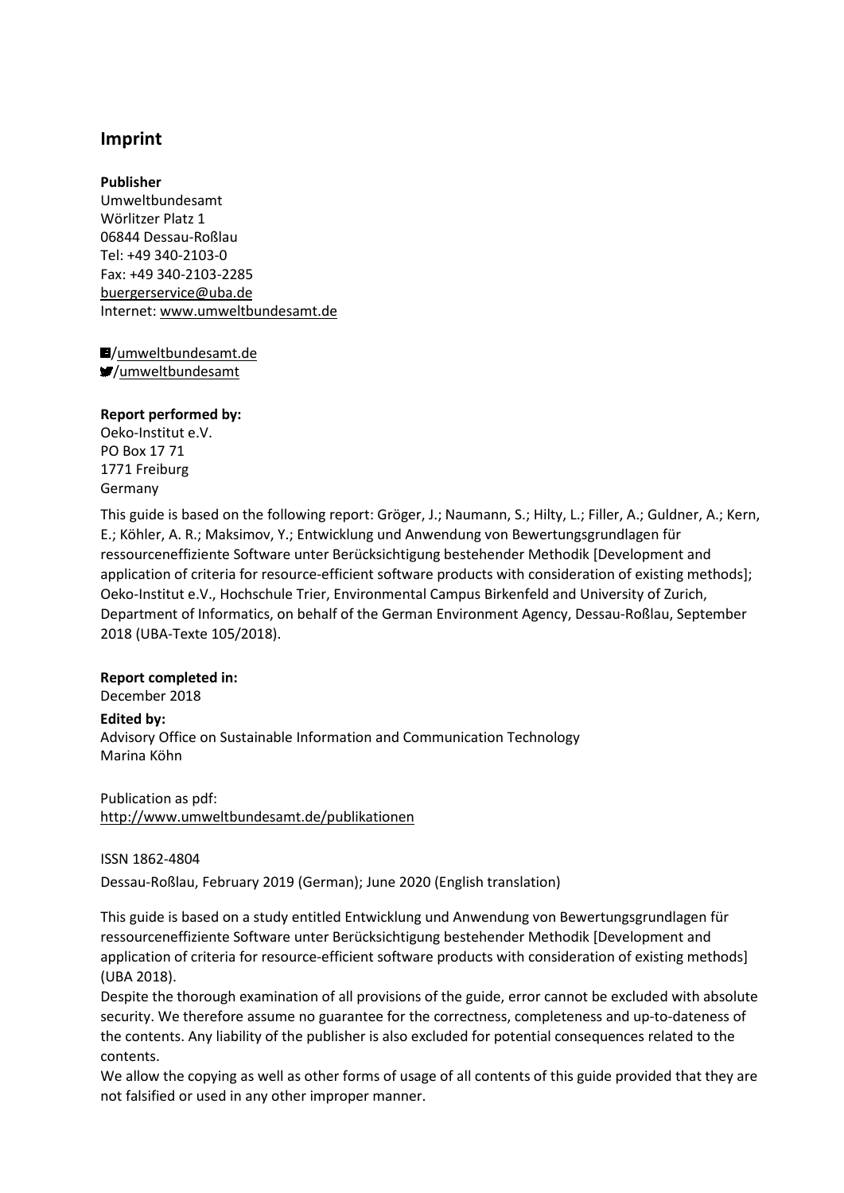## Imprint

**Publisher**
Umweltbundesamt
Wörlitzer Platz 1
06844 Dessau-Roßlau
Tel: +49 340-2103-0
Fax: +49 340-2103-2285
buergerservice@uba.de
Internet: www.umweltbundesamt.de

/umweltbundesamt.de
/umweltbundesamt

**Report performed by:**
Oeko-Institut e.V.
PO Box 17 71
1771 Freiburg
Germany

This guide is based on the following report: Gröger, J.; Naumann, S.; Hilty, L.; Filler, A.; Guldner, A.; Kern, E.; Köhler, A. R.; Maksimov, Y.; Entwicklung und Anwendung von Bewertungsgrundlagen für ressourceneffiziente Software unter Berücksichtigung bestehender Methodik [Development and application of criteria for resource-efficient software products with consideration of existing methods]; Oeko-Institut e.V., Hochschule Trier, Environmental Campus Birkenfeld and University of Zurich, Department of Informatics, on behalf of the German Environment Agency, Dessau-Roßlau, September 2018 (UBA-Texte 105/2018).

**Report completed in:**
December 2018

**Edited by:**
Advisory Office on Sustainable Information and Communication Technology
Marina Köhn

Publication as pdf:
http://www.umweltbundesamt.de/publikationen

ISSN 1862-4804

Dessau-Roßlau, February 2019 (German); June 2020 (English translation)

This guide is based on a study entitled Entwicklung und Anwendung von Bewertungsgrundlagen für ressourceneffiziente Software unter Berücksichtigung bestehender Methodik [Development and application of criteria for resource-efficient software products with consideration of existing methods] (UBA 2018).
Despite the thorough examination of all provisions of the guide, error cannot be excluded with absolute security. We therefore assume no guarantee for the correctness, completeness and up-to-dateness of the contents. Any liability of the publisher is also excluded for potential consequences related to the contents.
We allow the copying as well as other forms of usage of all contents of this guide provided that they are not falsified or used in any other improper manner.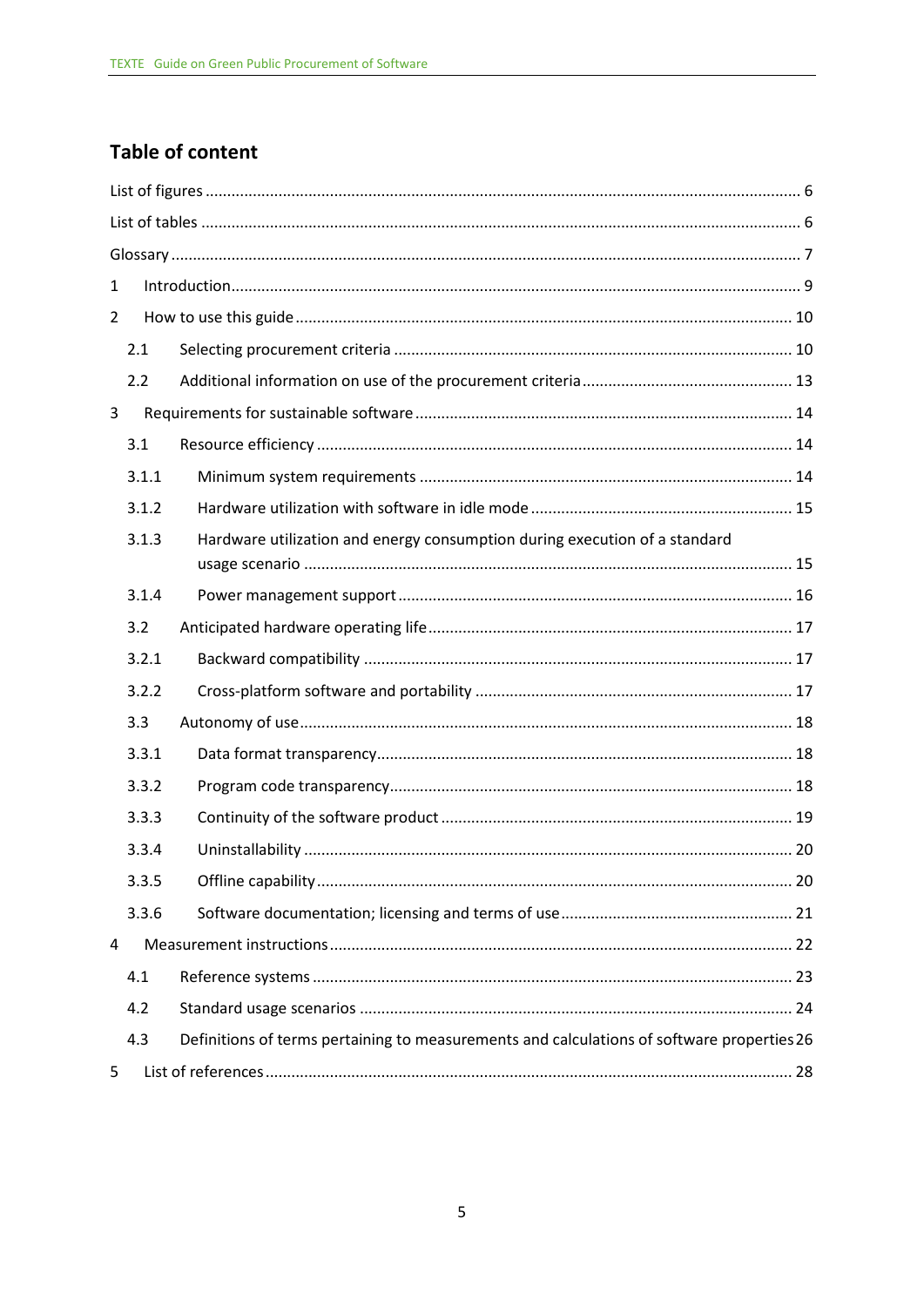## Table of content

List of figures ........................................................................................................................................ 6

List of tables ........................................................................................................................................ 6

Glossary ................................................................................................................................................ 7

1 Introduction ........................................................................................................................................ 9

2 How to use this guide ......................................................................................................................... 10

2.1 Selecting procurement criteria ............................................................................................ 10

2.2 Additional information on use of the procurement criteria ................................................ 13

3 Requirements for sustainable software ............................................................................................. 14

3.1 Resource efficiency ............................................................................................................. 14

3.1.1 Minimum system requirements ..................................................................................... 14

3.1.2 Hardware utilization with software in idle mode ............................................................ 15

3.1.3 Hardware utilization and energy consumption during execution of a standard usage scenario ................................................................................................................ 15

3.1.4 Power management support .......................................................................................... 16

3.2 Anticipated hardware operating life .................................................................................... 17

3.2.1 Backward compatibility .................................................................................................. 17

3.2.2 Cross-platform software and portability ......................................................................... 17

3.3 Autonomy of use ................................................................................................................. 18

3.3.1 Data format transparency ............................................................................................... 18

3.3.2 Program code transparency ............................................................................................ 18

3.3.3 Continuity of the software product ................................................................................ 19

3.3.4 Uninstallability ................................................................................................................ 20

3.3.5 Offline capability ............................................................................................................. 20

3.3.6 Software documentation; licensing and terms of use ..................................................... 21

4 Measurement instructions ................................................................................................................. 22

4.1 Reference systems ............................................................................................................... 23

4.2 Standard usage scenarios .................................................................................................... 24

4.3 Definitions of terms pertaining to measurements and calculations of software properties 26

5 List of references ................................................................................................................................ 28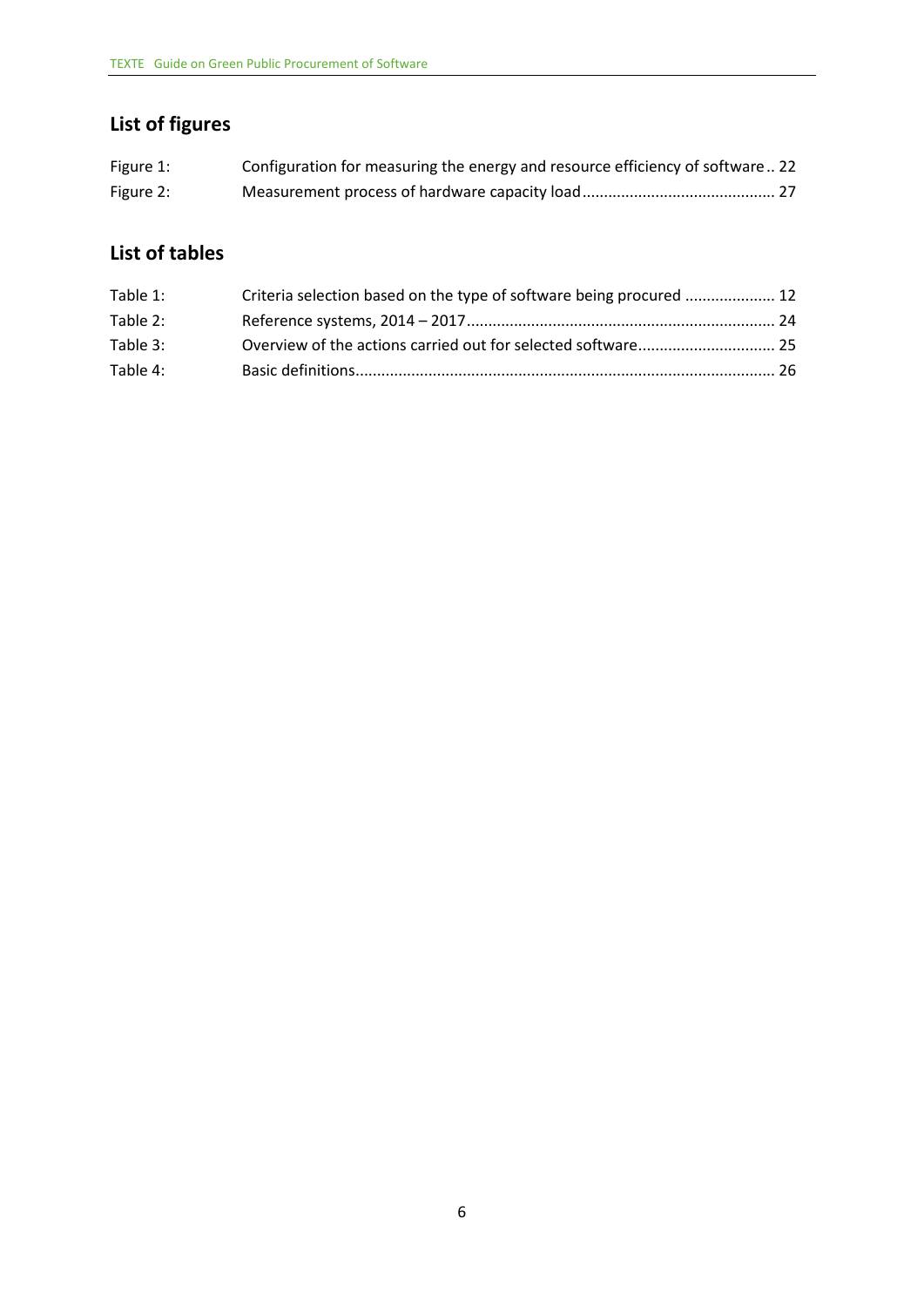## List of figures

Figure 1: Configuration for measuring the energy and resource efficiency of software .. 22

Figure 2: Measurement process of hardware capacity load ............................................ 27

## List of tables

Table 1: Criteria selection based on the type of software being procured ..................... 12

Table 2: Reference systems, 2014 – 2017 ........................................................................ 24

Table 3: Overview of the actions carried out for selected software ................................ 25

Table 4: Basic definitions .................................................................................................. 26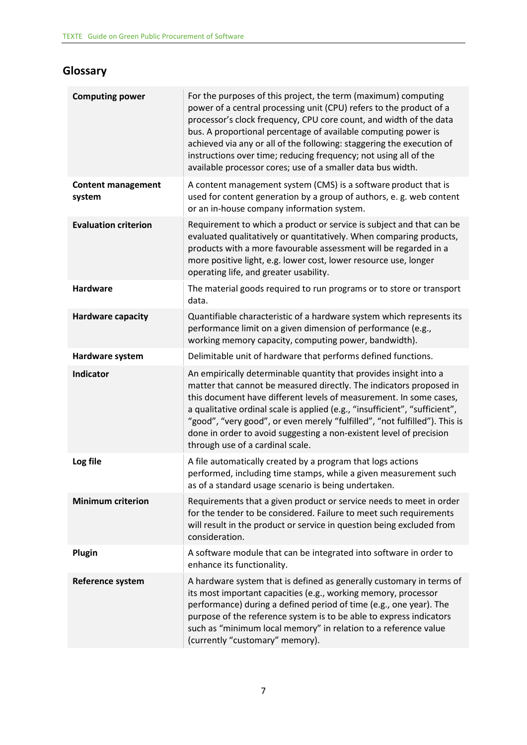## Glossary

| Term | Definition |
|---|---|
| **Computing power** | For the purposes of this project, the term (maximum) computing power of a central processing unit (CPU) refers to the product of a processor's clock frequency, CPU core count, and width of the data bus. A proportional percentage of available computing power is achieved via any or all of the following: staggering the execution of instructions over time; reducing frequency; not using all of the available processor cores; use of a smaller data bus width. |
| **Content management system** | A content management system (CMS) is a software product that is used for content generation by a group of authors, e. g. web content or an in-house company information system. |
| **Evaluation criterion** | Requirement to which a product or service is subject and that can be evaluated qualitatively or quantitatively. When comparing products, products with a more favourable assessment will be regarded in a more positive light, e.g. lower cost, lower resource use, longer operating life, and greater usability. |
| **Hardware** | The material goods required to run programs or to store or transport data. |
| **Hardware capacity** | Quantifiable characteristic of a hardware system which represents its performance limit on a given dimension of performance (e.g., working memory capacity, computing power, bandwidth). |
| **Hardware system** | Delimitable unit of hardware that performs defined functions. |
| **Indicator** | An empirically determinable quantity that provides insight into a matter that cannot be measured directly. The indicators proposed in this document have different levels of measurement. In some cases, a qualitative ordinal scale is applied (e.g., "insufficient", "sufficient", "good", "very good", or even merely "fulfilled", "not fulfilled"). This is done in order to avoid suggesting a non-existent level of precision through use of a cardinal scale. |
| **Log file** | A file automatically created by a program that logs actions performed, including time stamps, while a given measurement such as of a standard usage scenario is being undertaken. |
| **Minimum criterion** | Requirements that a given product or service needs to meet in order for the tender to be considered. Failure to meet such requirements will result in the product or service in question being excluded from consideration. |
| **Plugin** | A software module that can be integrated into software in order to enhance its functionality. |
| **Reference system** | A hardware system that is defined as generally customary in terms of its most important capacities (e.g., working memory, processor performance) during a defined period of time (e.g., one year). The purpose of the reference system is to be able to express indicators such as "minimum local memory" in relation to a reference value (currently "customary" memory). |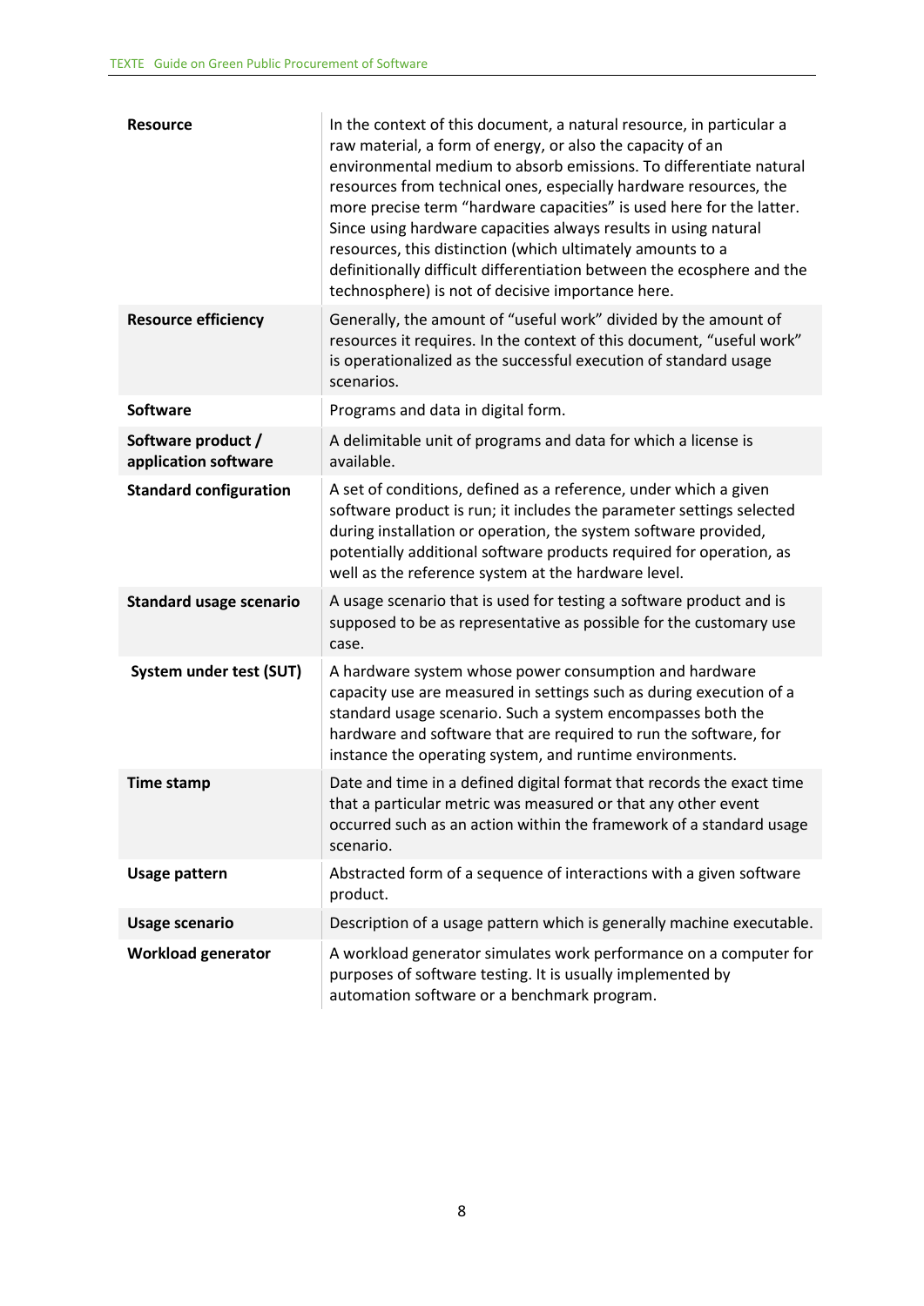| | |
|---|---|
| **Resource** | In the context of this document, a natural resource, in particular a raw material, a form of energy, or also the capacity of an environmental medium to absorb emissions. To differentiate natural resources from technical ones, especially hardware resources, the more precise term "hardware capacities" is used here for the latter. Since using hardware capacities always results in using natural resources, this distinction (which ultimately amounts to a definitionally difficult differentiation between the ecosphere and the technosphere) is not of decisive importance here. |
| **Resource efficiency** | Generally, the amount of "useful work" divided by the amount of resources it requires. In the context of this document, "useful work" is operationalized as the successful execution of standard usage scenarios. |
| **Software** | Programs and data in digital form. |
| **Software product / application software** | A delimitable unit of programs and data for which a license is available. |
| **Standard configuration** | A set of conditions, defined as a reference, under which a given software product is run; it includes the parameter settings selected during installation or operation, the system software provided, potentially additional software products required for operation, as well as the reference system at the hardware level. |
| **Standard usage scenario** | A usage scenario that is used for testing a software product and is supposed to be as representative as possible for the customary use case. |
| **System under test (SUT)** | A hardware system whose power consumption and hardware capacity use are measured in settings such as during execution of a standard usage scenario. Such a system encompasses both the hardware and software that are required to run the software, for instance the operating system, and runtime environments. |
| **Time stamp** | Date and time in a defined digital format that records the exact time that a particular metric was measured or that any other event occurred such as an action within the framework of a standard usage scenario. |
| **Usage pattern** | Abstracted form of a sequence of interactions with a given software product. |
| **Usage scenario** | Description of a usage pattern which is generally machine executable. |
| **Workload generator** | A workload generator simulates work performance on a computer for purposes of software testing. It is usually implemented by automation software or a benchmark program. |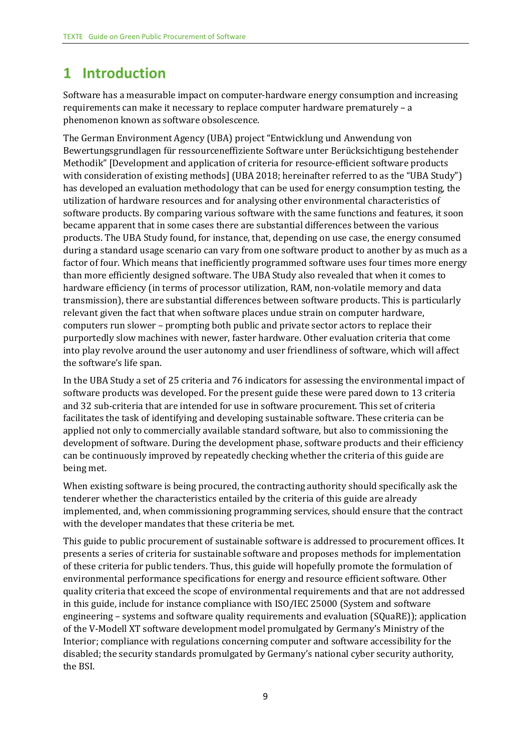# 1 Introduction

Software has a measurable impact on computer-hardware energy consumption and increasing requirements can make it necessary to replace computer hardware prematurely – a phenomenon known as software obsolescence.

The German Environment Agency (UBA) project "Entwicklung und Anwendung von Bewertungsgrundlagen für ressourceneffiziente Software unter Berücksichtigung bestehender Methodik" [Development and application of criteria for resource-efficient software products with consideration of existing methods] (UBA 2018; hereinafter referred to as the "UBA Study") has developed an evaluation methodology that can be used for energy consumption testing, the utilization of hardware resources and for analysing other environmental characteristics of software products. By comparing various software with the same functions and features, it soon became apparent that in some cases there are substantial differences between the various products. The UBA Study found, for instance, that, depending on use case, the energy consumed during a standard usage scenario can vary from one software product to another by as much as a factor of four. Which means that inefficiently programmed software uses four times more energy than more efficiently designed software. The UBA Study also revealed that when it comes to hardware efficiency (in terms of processor utilization, RAM, non-volatile memory and data transmission), there are substantial differences between software products. This is particularly relevant given the fact that when software places undue strain on computer hardware, computers run slower – prompting both public and private sector actors to replace their purportedly slow machines with newer, faster hardware. Other evaluation criteria that come into play revolve around the user autonomy and user friendliness of software, which will affect the software's life span.

In the UBA Study a set of 25 criteria and 76 indicators for assessing the environmental impact of software products was developed. For the present guide these were pared down to 13 criteria and 32 sub-criteria that are intended for use in software procurement. This set of criteria facilitates the task of identifying and developing sustainable software. These criteria can be applied not only to commercially available standard software, but also to commissioning the development of software. During the development phase, software products and their efficiency can be continuously improved by repeatedly checking whether the criteria of this guide are being met.

When existing software is being procured, the contracting authority should specifically ask the tenderer whether the characteristics entailed by the criteria of this guide are already implemented, and, when commissioning programming services, should ensure that the contract with the developer mandates that these criteria be met.

This guide to public procurement of sustainable software is addressed to procurement offices. It presents a series of criteria for sustainable software and proposes methods for implementation of these criteria for public tenders. Thus, this guide will hopefully promote the formulation of environmental performance specifications for energy and resource efficient software. Other quality criteria that exceed the scope of environmental requirements and that are not addressed in this guide, include for instance compliance with ISO/IEC 25000 (System and software engineering – systems and software quality requirements and evaluation (SQuaRE)); application of the V-Modell XT software development model promulgated by Germany's Ministry of the Interior; compliance with regulations concerning computer and software accessibility for the disabled; the security standards promulgated by Germany's national cyber security authority, the BSI.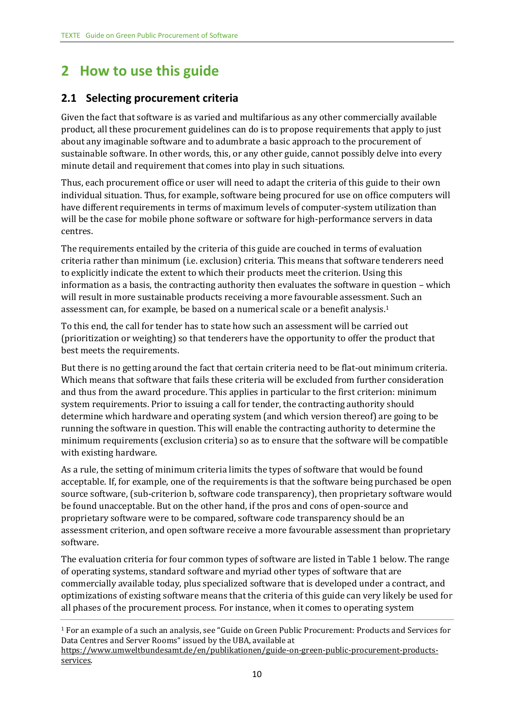# 2 How to use this guide

## 2.1 Selecting procurement criteria

Given the fact that software is as varied and multifarious as any other commercially available product, all these procurement guidelines can do is to propose requirements that apply to just about any imaginable software and to adumbrate a basic approach to the procurement of sustainable software. In other words, this, or any other guide, cannot possibly delve into every minute detail and requirement that comes into play in such situations.

Thus, each procurement office or user will need to adapt the criteria of this guide to their own individual situation. Thus, for example, software being procured for use on office computers will have different requirements in terms of maximum levels of computer-system utilization than will be the case for mobile phone software or software for high-performance servers in data centres.

The requirements entailed by the criteria of this guide are couched in terms of evaluation criteria rather than minimum (i.e. exclusion) criteria. This means that software tenderers need to explicitly indicate the extent to which their products meet the criterion. Using this information as a basis, the contracting authority then evaluates the software in question – which will result in more sustainable products receiving a more favourable assessment. Such an assessment can, for example, be based on a numerical scale or a benefit analysis.[1]

To this end, the call for tender has to state how such an assessment will be carried out (prioritization or weighting) so that tenderers have the opportunity to offer the product that best meets the requirements.

But there is no getting around the fact that certain criteria need to be flat-out minimum criteria. Which means that software that fails these criteria will be excluded from further consideration and thus from the award procedure. This applies in particular to the first criterion: minimum system requirements. Prior to issuing a call for tender, the contracting authority should determine which hardware and operating system (and which version thereof) are going to be running the software in question. This will enable the contracting authority to determine the minimum requirements (exclusion criteria) so as to ensure that the software will be compatible with existing hardware.

As a rule, the setting of minimum criteria limits the types of software that would be found acceptable. If, for example, one of the requirements is that the software being purchased be open source software, (sub-criterion b, software code transparency), then proprietary software would be found unacceptable. But on the other hand, if the pros and cons of open-source and proprietary software were to be compared, software code transparency should be an assessment criterion, and open software receive a more favourable assessment than proprietary software.

The evaluation criteria for four common types of software are listed in Table 1 below. The range of operating systems, standard software and myriad other types of software that are commercially available today, plus specialized software that is developed under a contract, and optimizations of existing software means that the criteria of this guide can very likely be used for all phases of the procurement process. For instance, when it comes to operating system

[1] For an example of a such an analysis, see "Guide on Green Public Procurement: Products and Services for Data Centres and Server Rooms" issued by the UBA, available at https://www.umweltbundesamt.de/en/publikationen/guide-on-green-public-procurement-products-services.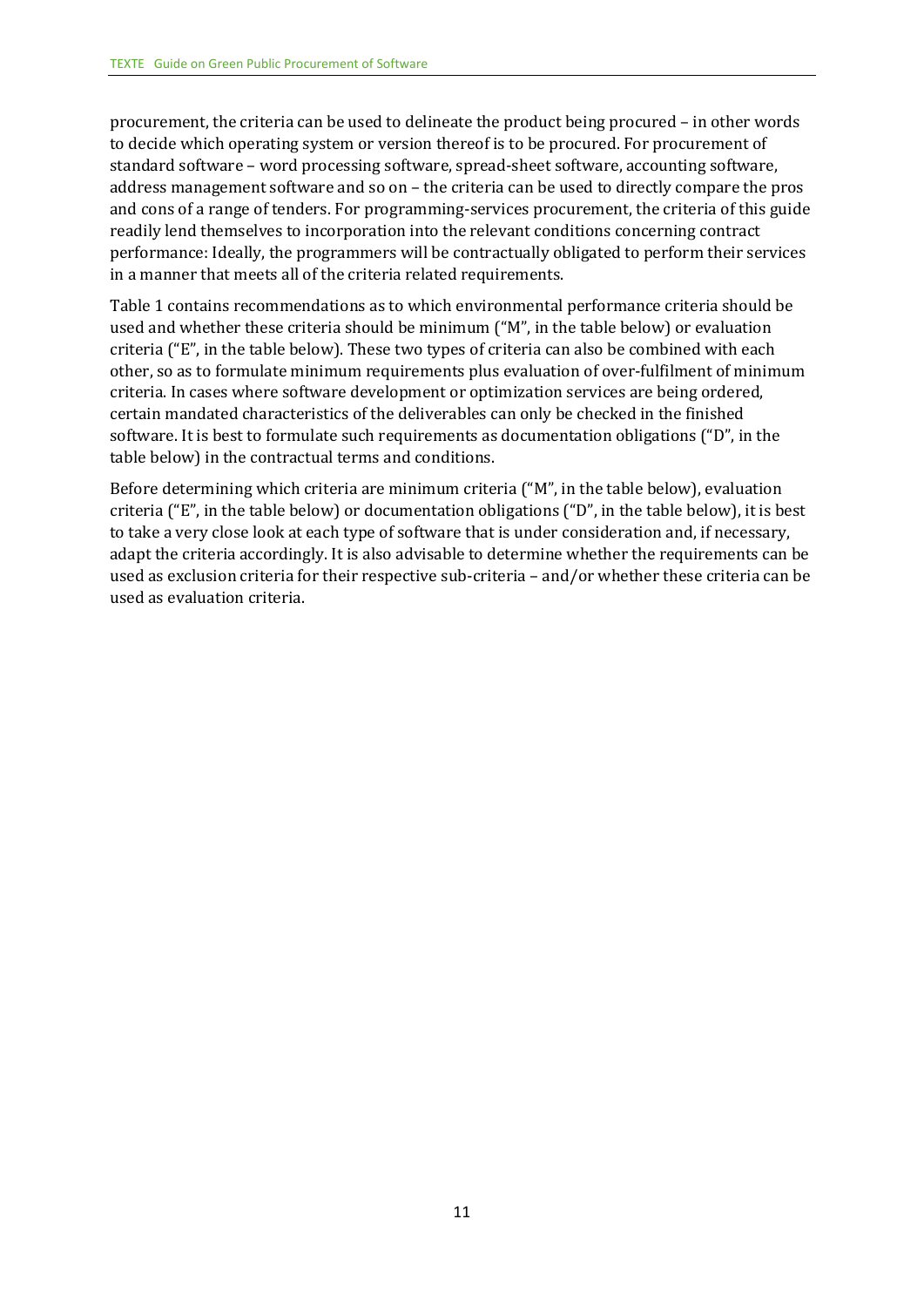procurement, the criteria can be used to delineate the product being procured – in other words to decide which operating system or version thereof is to be procured. For procurement of standard software – word processing software, spread-sheet software, accounting software, address management software and so on – the criteria can be used to directly compare the pros and cons of a range of tenders. For programming-services procurement, the criteria of this guide readily lend themselves to incorporation into the relevant conditions concerning contract performance: Ideally, the programmers will be contractually obligated to perform their services in a manner that meets all of the criteria related requirements.

Table 1 contains recommendations as to which environmental performance criteria should be used and whether these criteria should be minimum ("M", in the table below) or evaluation criteria ("E", in the table below). These two types of criteria can also be combined with each other, so as to formulate minimum requirements plus evaluation of over-fulfilment of minimum criteria. In cases where software development or optimization services are being ordered, certain mandated characteristics of the deliverables can only be checked in the finished software. It is best to formulate such requirements as documentation obligations ("D", in the table below) in the contractual terms and conditions.

Before determining which criteria are minimum criteria ("M", in the table below), evaluation criteria ("E", in the table below) or documentation obligations ("D", in the table below), it is best to take a very close look at each type of software that is under consideration and, if necessary, adapt the criteria accordingly. It is also advisable to determine whether the requirements can be used as exclusion criteria for their respective sub-criteria – and/or whether these criteria can be used as evaluation criteria.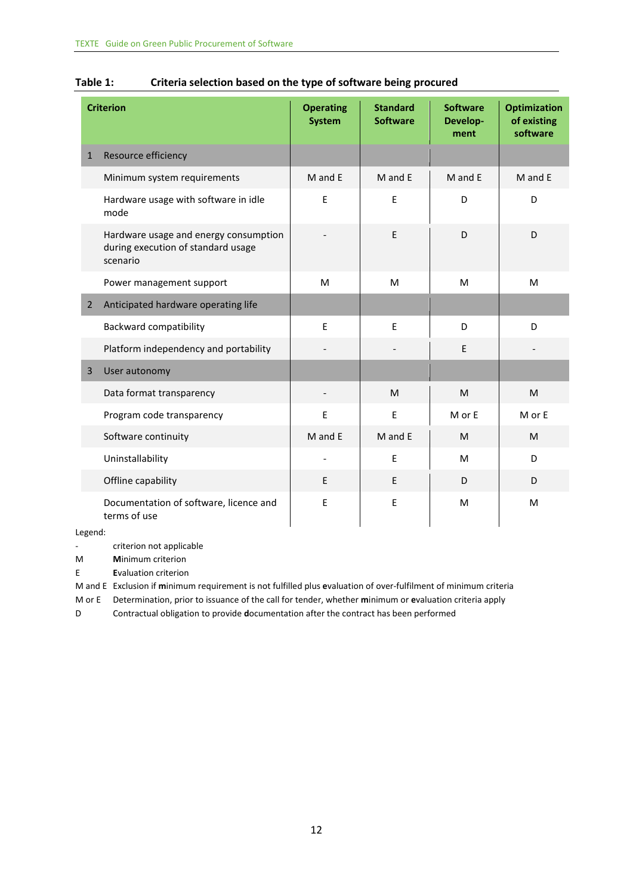**Table 1: Criteria selection based on the type of software being procured**

| Criterion | | Operating System | Standard Software | Software Develop-ment | Optimization of existing software |
|---|---|---|---|---|---|
| 1 | Resource efficiency | | | | |
| | Minimum system requirements | M and E | M and E | M and E | M and E |
| | Hardware usage with software in idle mode | E | E | D | D |
| | Hardware usage and energy consumption during execution of standard usage scenario | - | E | D | D |
| | Power management support | M | M | M | M |
| 2 | Anticipated hardware operating life | | | | |
| | Backward compatibility | E | E | D | D |
| | Platform independency and portability | - | - | E | - |
| 3 | User autonomy | | | | |
| | Data format transparency | - | M | M | M |
| | Program code transparency | E | E | M or E | M or E |
| | Software continuity | M and E | M and E | M | M |
| | Uninstallability | - | E | M | D |
| | Offline capability | E | E | D | D |
| | Documentation of software, licence and terms of use | E | E | M | M |

Legend:

- \- criterion not applicable
- M **M**inimum criterion
- E **E**valuation criterion
- M and E Exclusion if **m**inimum requirement is not fulfilled plus **e**valuation of over-fulfilment of minimum criteria
- M or E Determination, prior to issuance of the call for tender, whether **m**inimum or **e**valuation criteria apply
- D Contractual obligation to provide **d**ocumentation after the contract has been performed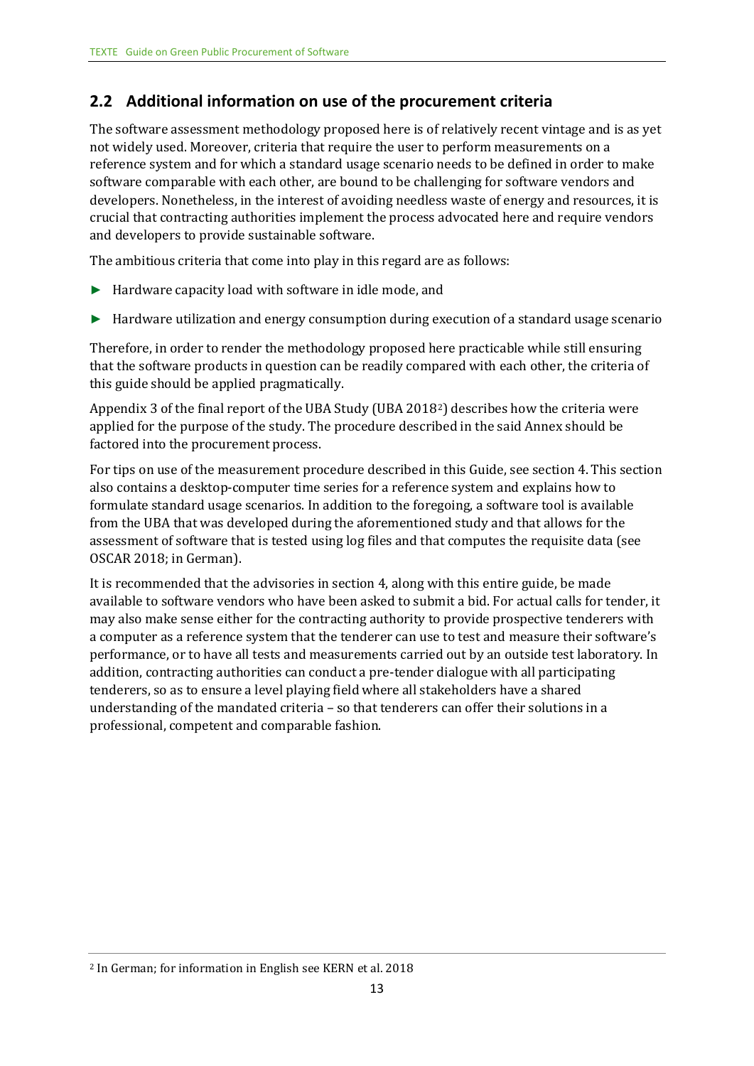## 2.2 Additional information on use of the procurement criteria

The software assessment methodology proposed here is of relatively recent vintage and is as yet not widely used. Moreover, criteria that require the user to perform measurements on a reference system and for which a standard usage scenario needs to be defined in order to make software comparable with each other, are bound to be challenging for software vendors and developers. Nonetheless, in the interest of avoiding needless waste of energy and resources, it is crucial that contracting authorities implement the process advocated here and require vendors and developers to provide sustainable software.

The ambitious criteria that come into play in this regard are as follows:

- Hardware capacity load with software in idle mode, and
- Hardware utilization and energy consumption during execution of a standard usage scenario

Therefore, in order to render the methodology proposed here practicable while still ensuring that the software products in question can be readily compared with each other, the criteria of this guide should be applied pragmatically.

Appendix 3 of the final report of the UBA Study (UBA 2018[2]) describes how the criteria were applied for the purpose of the study. The procedure described in the said Annex should be factored into the procurement process.

For tips on use of the measurement procedure described in this Guide, see section 4. This section also contains a desktop-computer time series for a reference system and explains how to formulate standard usage scenarios. In addition to the foregoing, a software tool is available from the UBA that was developed during the aforementioned study and that allows for the assessment of software that is tested using log files and that computes the requisite data (see OSCAR 2018; in German).

It is recommended that the advisories in section 4, along with this entire guide, be made available to software vendors who have been asked to submit a bid. For actual calls for tender, it may also make sense either for the contracting authority to provide prospective tenderers with a computer as a reference system that the tenderer can use to test and measure their software's performance, or to have all tests and measurements carried out by an outside test laboratory. In addition, contracting authorities can conduct a pre-tender dialogue with all participating tenderers, so as to ensure a level playing field where all stakeholders have a shared understanding of the mandated criteria – so that tenderers can offer their solutions in a professional, competent and comparable fashion.

[2] In German; for information in English see KERN et al. 2018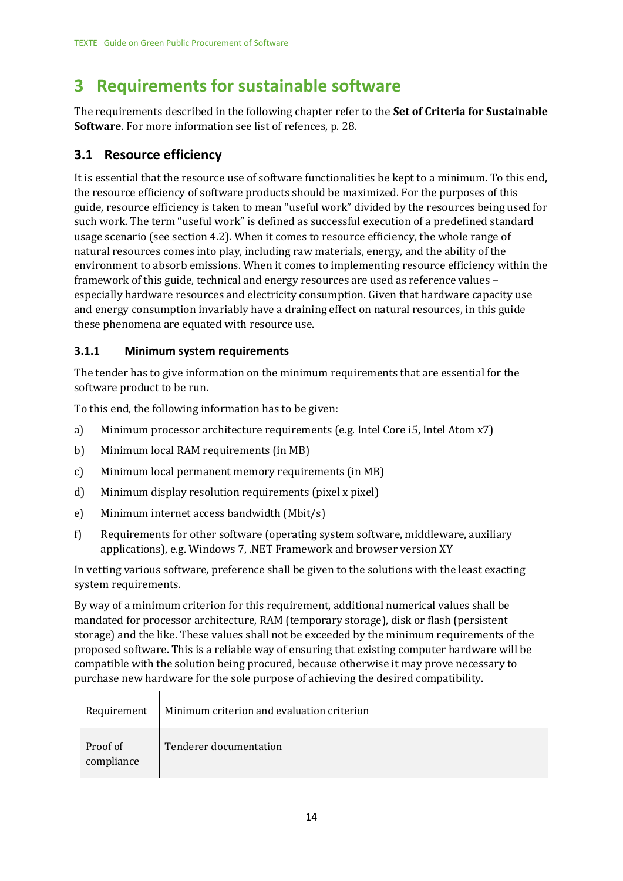# 3 Requirements for sustainable software

The requirements described in the following chapter refer to the **Set of Criteria for Sustainable Software**. For more information see list of refences, p. 28.

## 3.1 Resource efficiency

It is essential that the resource use of software functionalities be kept to a minimum. To this end, the resource efficiency of software products should be maximized. For the purposes of this guide, resource efficiency is taken to mean "useful work" divided by the resources being used for such work. The term "useful work" is defined as successful execution of a predefined standard usage scenario (see section 4.2). When it comes to resource efficiency, the whole range of natural resources comes into play, including raw materials, energy, and the ability of the environment to absorb emissions. When it comes to implementing resource efficiency within the framework of this guide, technical and energy resources are used as reference values – especially hardware resources and electricity consumption. Given that hardware capacity use and energy consumption invariably have a draining effect on natural resources, in this guide these phenomena are equated with resource use.

### 3.1.1 Minimum system requirements

The tender has to give information on the minimum requirements that are essential for the software product to be run.

To this end, the following information has to be given:

a) Minimum processor architecture requirements (e.g. Intel Core i5, Intel Atom x7)

b) Minimum local RAM requirements (in MB)

c) Minimum local permanent memory requirements (in MB)

d) Minimum display resolution requirements (pixel x pixel)

e) Minimum internet access bandwidth (Mbit/s)

f) Requirements for other software (operating system software, middleware, auxiliary applications), e.g. Windows 7, .NET Framework and browser version XY

In vetting various software, preference shall be given to the solutions with the least exacting system requirements.

By way of a minimum criterion for this requirement, additional numerical values shall be mandated for processor architecture, RAM (temporary storage), disk or flash (persistent storage) and the like. These values shall not be exceeded by the minimum requirements of the proposed software. This is a reliable way of ensuring that existing computer hardware will be compatible with the solution being procured, because otherwise it may prove necessary to purchase new hardware for the sole purpose of achieving the desired compatibility.

| Requirement | Minimum criterion and evaluation criterion |
| --- | --- |
| Proof of compliance | Tenderer documentation |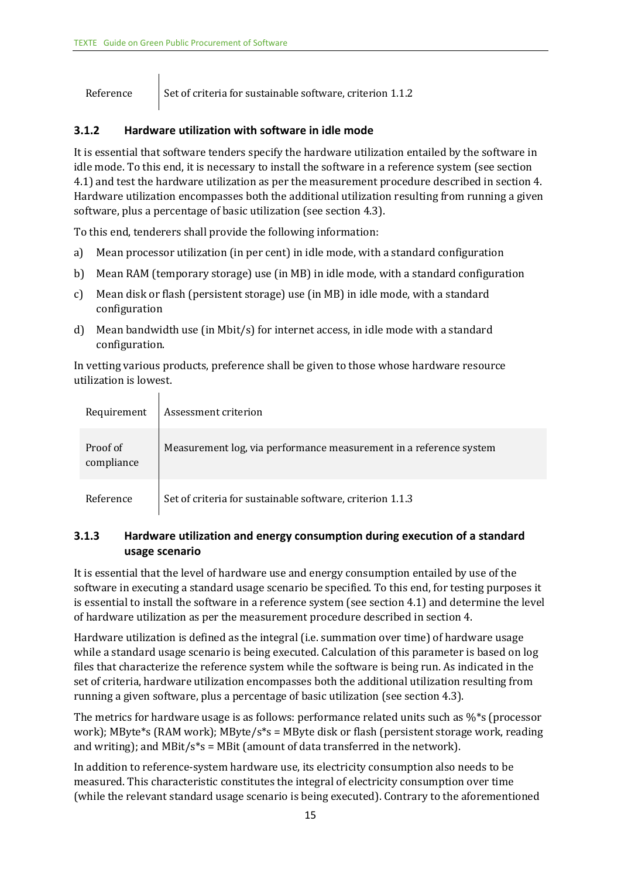| | |
|---|---|
| Reference | Set of criteria for sustainable software, criterion 1.1.2 |

### 3.1.2 Hardware utilization with software in idle mode

It is essential that software tenders specify the hardware utilization entailed by the software in idle mode. To this end, it is necessary to install the software in a reference system (see section 4.1) and test the hardware utilization as per the measurement procedure described in section 4. Hardware utilization encompasses both the additional utilization resulting from running a given software, plus a percentage of basic utilization (see section 4.3).

To this end, tenderers shall provide the following information:

a) Mean processor utilization (in per cent) in idle mode, with a standard configuration

b) Mean RAM (temporary storage) use (in MB) in idle mode, with a standard configuration

c) Mean disk or flash (persistent storage) use (in MB) in idle mode, with a standard configuration

d) Mean bandwidth use (in Mbit/s) for internet access, in idle mode with a standard configuration.

In vetting various products, preference shall be given to those whose hardware resource utilization is lowest.

| Requirement | Assessment criterion |
|---|---|
| Proof of compliance | Measurement log, via performance measurement in a reference system |
| Reference | Set of criteria for sustainable software, criterion 1.1.3 |

### 3.1.3 Hardware utilization and energy consumption during execution of a standard usage scenario

It is essential that the level of hardware use and energy consumption entailed by use of the software in executing a standard usage scenario be specified. To this end, for testing purposes it is essential to install the software in a reference system (see section 4.1) and determine the level of hardware utilization as per the measurement procedure described in section 4.

Hardware utilization is defined as the integral (i.e. summation over time) of hardware usage while a standard usage scenario is being executed. Calculation of this parameter is based on log files that characterize the reference system while the software is being run. As indicated in the set of criteria, hardware utilization encompasses both the additional utilization resulting from running a given software, plus a percentage of basic utilization (see section 4.3).

The metrics for hardware usage is as follows: performance related units such as %*s (processor work); MByte*s (RAM work); MByte/s*s = MByte disk or flash (persistent storage work, reading and writing); and MBit/s*s = MBit (amount of data transferred in the network).

In addition to reference-system hardware use, its electricity consumption also needs to be measured. This characteristic constitutes the integral of electricity consumption over time (while the relevant standard usage scenario is being executed). Contrary to the aforementioned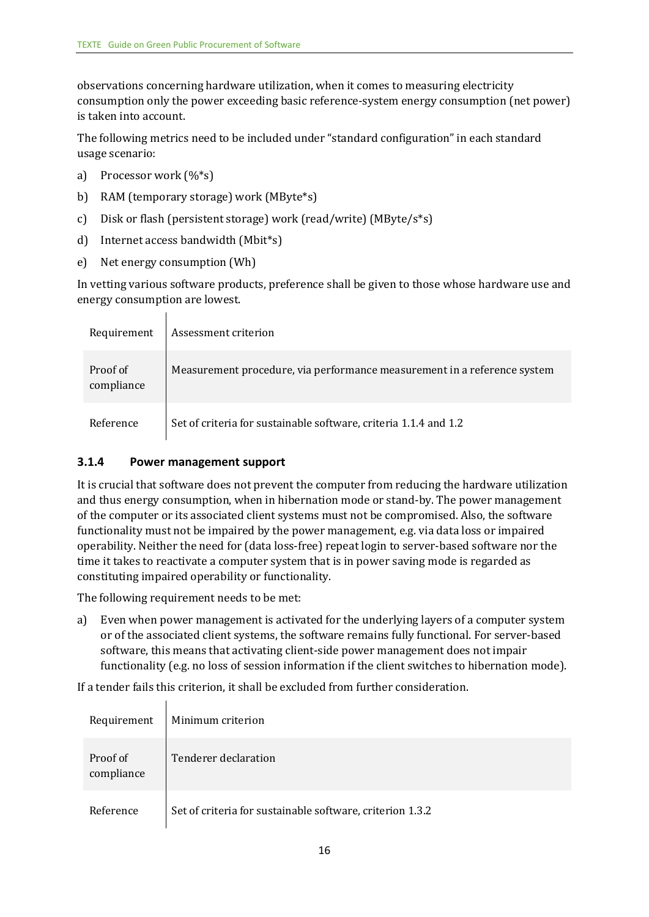observations concerning hardware utilization, when it comes to measuring electricity consumption only the power exceeding basic reference-system energy consumption (net power) is taken into account.

The following metrics need to be included under "standard configuration" in each standard usage scenario:

a) Processor work (%*s)

b) RAM (temporary storage) work (MByte*s)

c) Disk or flash (persistent storage) work (read/write) (MByte/s*s)

d) Internet access bandwidth (Mbit*s)

e) Net energy consumption (Wh)

In vetting various software products, preference shall be given to those whose hardware use and energy consumption are lowest.

| Requirement | Assessment criterion |
|---|---|
| Proof of compliance | Measurement procedure, via performance measurement in a reference system |
| Reference | Set of criteria for sustainable software, criteria 1.1.4 and 1.2 |

### 3.1.4 Power management support

It is crucial that software does not prevent the computer from reducing the hardware utilization and thus energy consumption, when in hibernation mode or stand-by. The power management of the computer or its associated client systems must not be compromised. Also, the software functionality must not be impaired by the power management, e.g. via data loss or impaired operability. Neither the need for (data loss-free) repeat login to server-based software nor the time it takes to reactivate a computer system that is in power saving mode is regarded as constituting impaired operability or functionality.

The following requirement needs to be met:

a) Even when power management is activated for the underlying layers of a computer system or of the associated client systems, the software remains fully functional. For server-based software, this means that activating client-side power management does not impair functionality (e.g. no loss of session information if the client switches to hibernation mode).

If a tender fails this criterion, it shall be excluded from further consideration.

| Requirement | Minimum criterion |
|---|---|
| Proof of compliance | Tenderer declaration |
| Reference | Set of criteria for sustainable software, criterion 1.3.2 |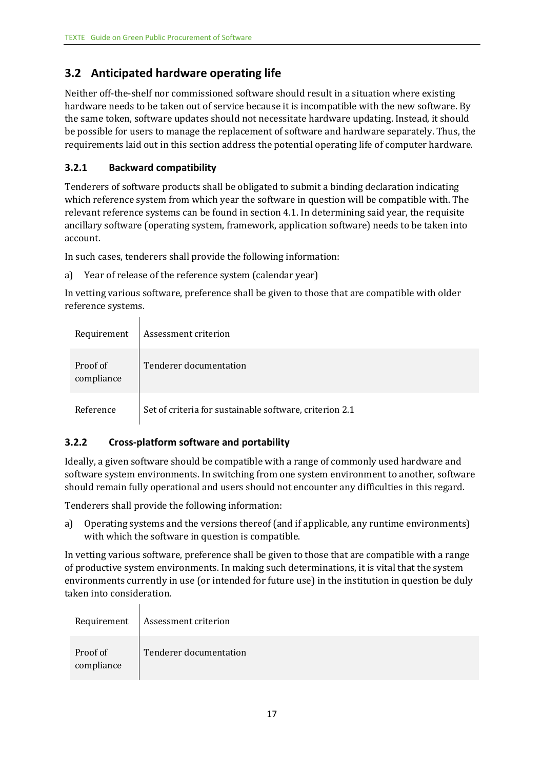## 3.2 Anticipated hardware operating life

Neither off-the-shelf nor commissioned software should result in a situation where existing hardware needs to be taken out of service because it is incompatible with the new software. By the same token, software updates should not necessitate hardware updating. Instead, it should be possible for users to manage the replacement of software and hardware separately. Thus, the requirements laid out in this section address the potential operating life of computer hardware.

### 3.2.1 Backward compatibility

Tenderers of software products shall be obligated to submit a binding declaration indicating which reference system from which year the software in question will be compatible with. The relevant reference systems can be found in section 4.1. In determining said year, the requisite ancillary software (operating system, framework, application software) needs to be taken into account.

In such cases, tenderers shall provide the following information:

a) Year of release of the reference system (calendar year)

In vetting various software, preference shall be given to those that are compatible with older reference systems.

| Requirement | Assessment criterion |
|---|---|
| Proof of compliance | Tenderer documentation |
| Reference | Set of criteria for sustainable software, criterion 2.1 |

### 3.2.2 Cross-platform software and portability

Ideally, a given software should be compatible with a range of commonly used hardware and software system environments. In switching from one system environment to another, software should remain fully operational and users should not encounter any difficulties in this regard.

Tenderers shall provide the following information:

a) Operating systems and the versions thereof (and if applicable, any runtime environments) with which the software in question is compatible.

In vetting various software, preference shall be given to those that are compatible with a range of productive system environments. In making such determinations, it is vital that the system environments currently in use (or intended for future use) in the institution in question be duly taken into consideration.

| Requirement | Assessment criterion |
|---|---|
| Proof of compliance | Tenderer documentation |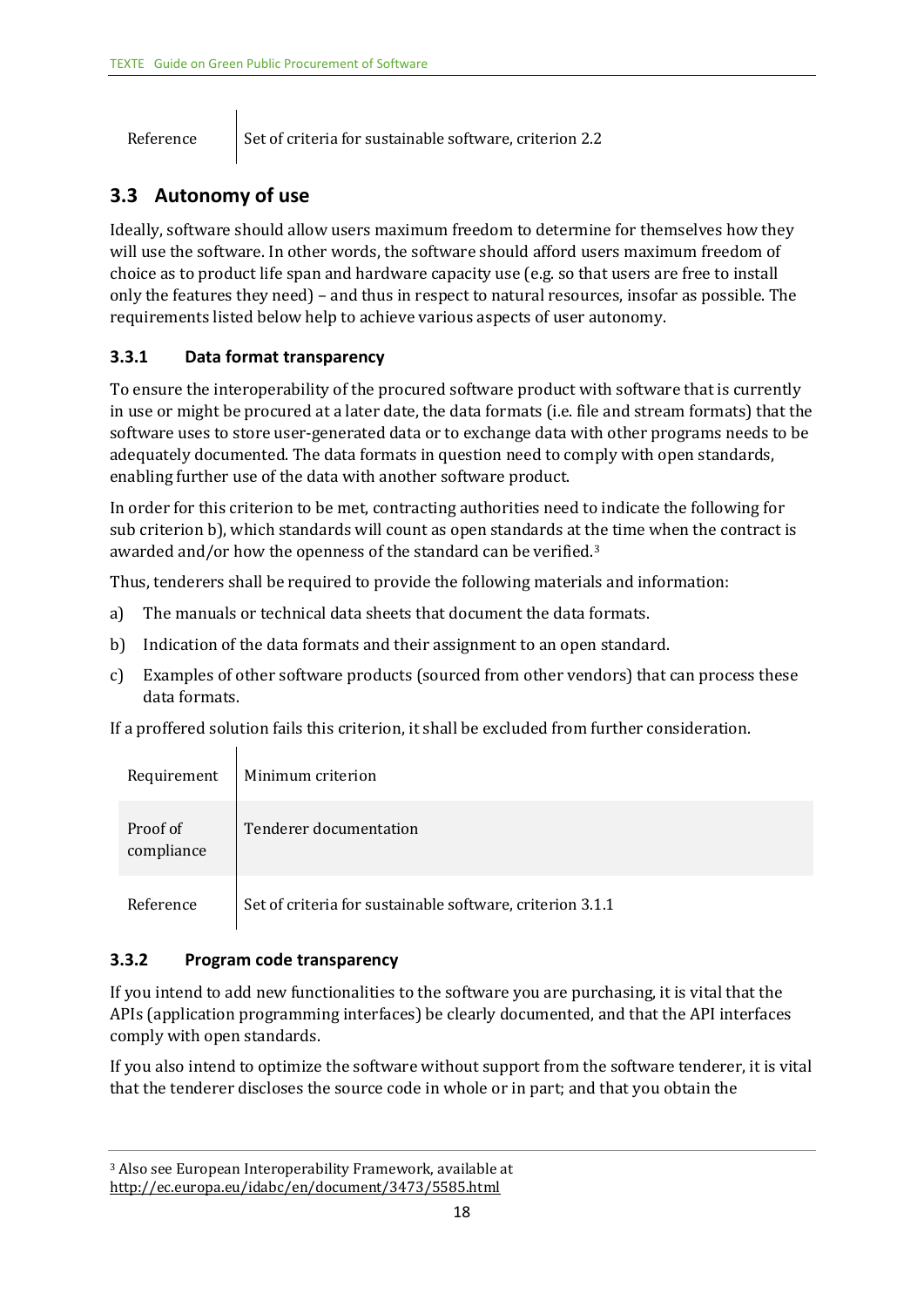| Reference | Set of criteria for sustainable software, criterion 2.2 |
|---|---|

## 3.3 Autonomy of use

Ideally, software should allow users maximum freedom to determine for themselves how they will use the software. In other words, the software should afford users maximum freedom of choice as to product life span and hardware capacity use (e.g. so that users are free to install only the features they need) – and thus in respect to natural resources, insofar as possible. The requirements listed below help to achieve various aspects of user autonomy.

### 3.3.1 Data format transparency

To ensure the interoperability of the procured software product with software that is currently in use or might be procured at a later date, the data formats (i.e. file and stream formats) that the software uses to store user-generated data or to exchange data with other programs needs to be adequately documented. The data formats in question need to comply with open standards, enabling further use of the data with another software product.

In order for this criterion to be met, contracting authorities need to indicate the following for sub criterion b), which standards will count as open standards at the time when the contract is awarded and/or how the openness of the standard can be verified.[3]

Thus, tenderers shall be required to provide the following materials and information:

a) The manuals or technical data sheets that document the data formats.

b) Indication of the data formats and their assignment to an open standard.

c) Examples of other software products (sourced from other vendors) that can process these data formats.

If a proffered solution fails this criterion, it shall be excluded from further consideration.

| Requirement | Minimum criterion |
|---|---|
| Proof of compliance | Tenderer documentation |
| Reference | Set of criteria for sustainable software, criterion 3.1.1 |

### 3.3.2 Program code transparency

If you intend to add new functionalities to the software you are purchasing, it is vital that the APIs (application programming interfaces) be clearly documented, and that the API interfaces comply with open standards.

If you also intend to optimize the software without support from the software tenderer, it is vital that the tenderer discloses the source code in whole or in part; and that you obtain the

[3] Also see European Interoperability Framework, available at http://ec.europa.eu/idabc/en/document/3473/5585.html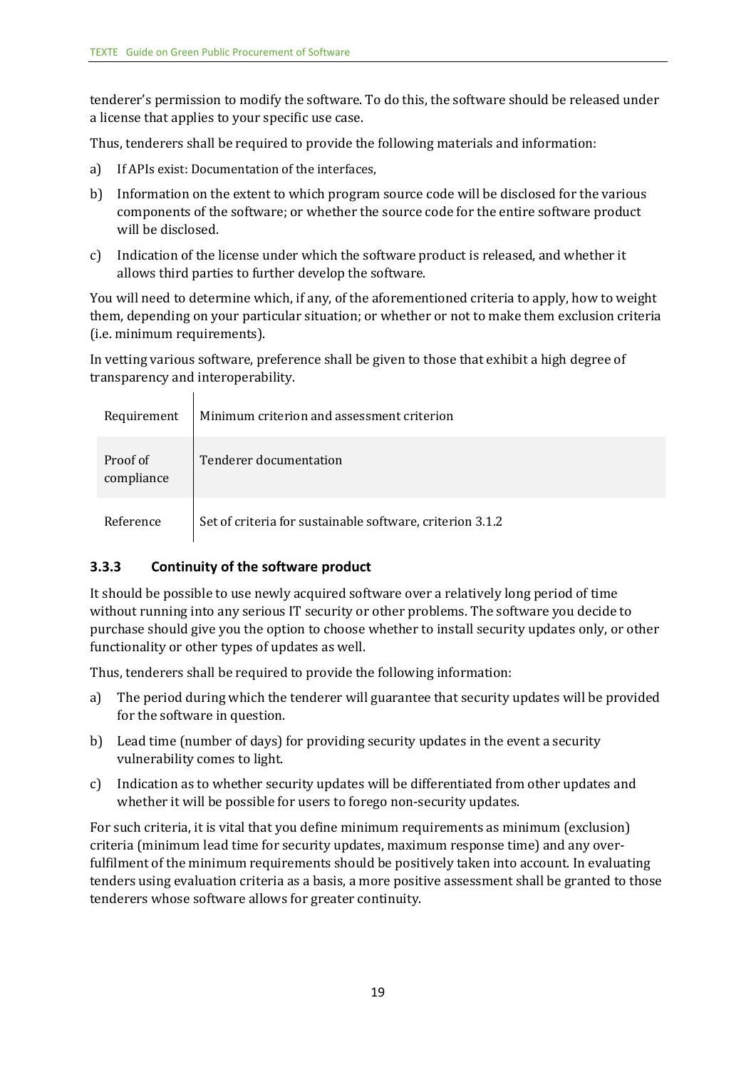tenderer's permission to modify the software. To do this, the software should be released under a license that applies to your specific use case.

Thus, tenderers shall be required to provide the following materials and information:

a) If APIs exist: Documentation of the interfaces,

b) Information on the extent to which program source code will be disclosed for the various components of the software; or whether the source code for the entire software product will be disclosed.

c) Indication of the license under which the software product is released, and whether it allows third parties to further develop the software.

You will need to determine which, if any, of the aforementioned criteria to apply, how to weight them, depending on your particular situation; or whether or not to make them exclusion criteria (i.e. minimum requirements).

In vetting various software, preference shall be given to those that exhibit a high degree of transparency and interoperability.

| Requirement | Minimum criterion and assessment criterion |
|---|---|
| Proof of compliance | Tenderer documentation |
| Reference | Set of criteria for sustainable software, criterion 3.1.2 |

### 3.3.3 Continuity of the software product

It should be possible to use newly acquired software over a relatively long period of time without running into any serious IT security or other problems. The software you decide to purchase should give you the option to choose whether to install security updates only, or other functionality or other types of updates as well.

Thus, tenderers shall be required to provide the following information:

a) The period during which the tenderer will guarantee that security updates will be provided for the software in question.

b) Lead time (number of days) for providing security updates in the event a security vulnerability comes to light.

c) Indication as to whether security updates will be differentiated from other updates and whether it will be possible for users to forego non-security updates.

For such criteria, it is vital that you define minimum requirements as minimum (exclusion) criteria (minimum lead time for security updates, maximum response time) and any over-fulfilment of the minimum requirements should be positively taken into account. In evaluating tenders using evaluation criteria as a basis, a more positive assessment shall be granted to those tenderers whose software allows for greater continuity.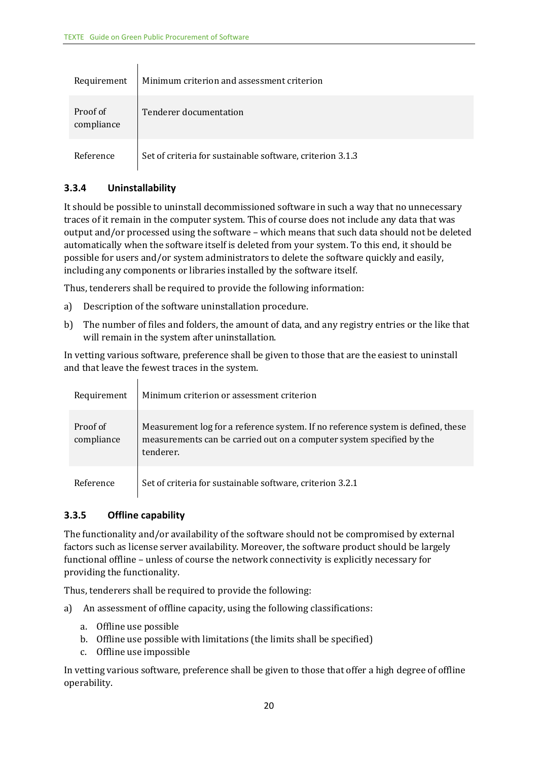| Requirement | Minimum criterion and assessment criterion |
|---|---|
| Proof of compliance | Tenderer documentation |
| Reference | Set of criteria for sustainable software, criterion 3.1.3 |

### 3.3.4 Uninstallability

It should be possible to uninstall decommissioned software in such a way that no unnecessary traces of it remain in the computer system. This of course does not include any data that was output and/or processed using the software – which means that such data should not be deleted automatically when the software itself is deleted from your system. To this end, it should be possible for users and/or system administrators to delete the software quickly and easily, including any components or libraries installed by the software itself.

Thus, tenderers shall be required to provide the following information:

a) Description of the software uninstallation procedure.

b) The number of files and folders, the amount of data, and any registry entries or the like that will remain in the system after uninstallation.

In vetting various software, preference shall be given to those that are the easiest to uninstall and that leave the fewest traces in the system.

| Requirement | Minimum criterion or assessment criterion |
|---|---|
| Proof of compliance | Measurement log for a reference system. If no reference system is defined, these measurements can be carried out on a computer system specified by the tenderer. |
| Reference | Set of criteria for sustainable software, criterion 3.2.1 |

### 3.3.5 Offline capability

The functionality and/or availability of the software should not be compromised by external factors such as license server availability. Moreover, the software product should be largely functional offline – unless of course the network connectivity is explicitly necessary for providing the functionality.

Thus, tenderers shall be required to provide the following:

a) An assessment of offline capacity, using the following classifications:
   a. Offline use possible
   b. Offline use possible with limitations (the limits shall be specified)
   c. Offline use impossible

In vetting various software, preference shall be given to those that offer a high degree of offline operability.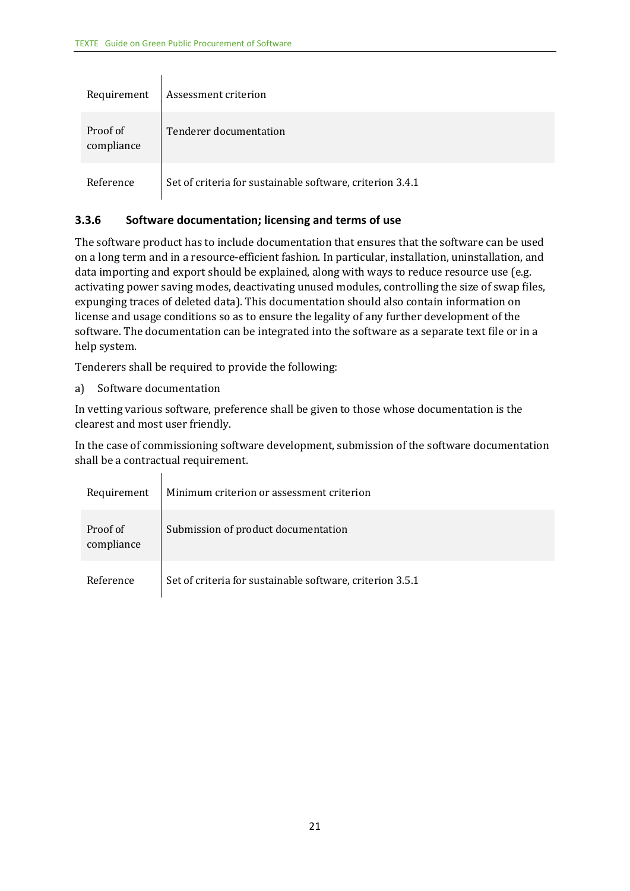| Requirement | Assessment criterion |
|---|---|
| Proof of compliance | Tenderer documentation |
| Reference | Set of criteria for sustainable software, criterion 3.4.1 |

### 3.3.6 Software documentation; licensing and terms of use

The software product has to include documentation that ensures that the software can be used on a long term and in a resource-efficient fashion. In particular, installation, uninstallation, and data importing and export should be explained, along with ways to reduce resource use (e.g. activating power saving modes, deactivating unused modules, controlling the size of swap files, expunging traces of deleted data). This documentation should also contain information on license and usage conditions so as to ensure the legality of any further development of the software. The documentation can be integrated into the software as a separate text file or in a help system.

Tenderers shall be required to provide the following:

a) Software documentation

In vetting various software, preference shall be given to those whose documentation is the clearest and most user friendly.

In the case of commissioning software development, submission of the software documentation shall be a contractual requirement.

| Requirement | Minimum criterion or assessment criterion |
|---|---|
| Proof of compliance | Submission of product documentation |
| Reference | Set of criteria for sustainable software, criterion 3.5.1 |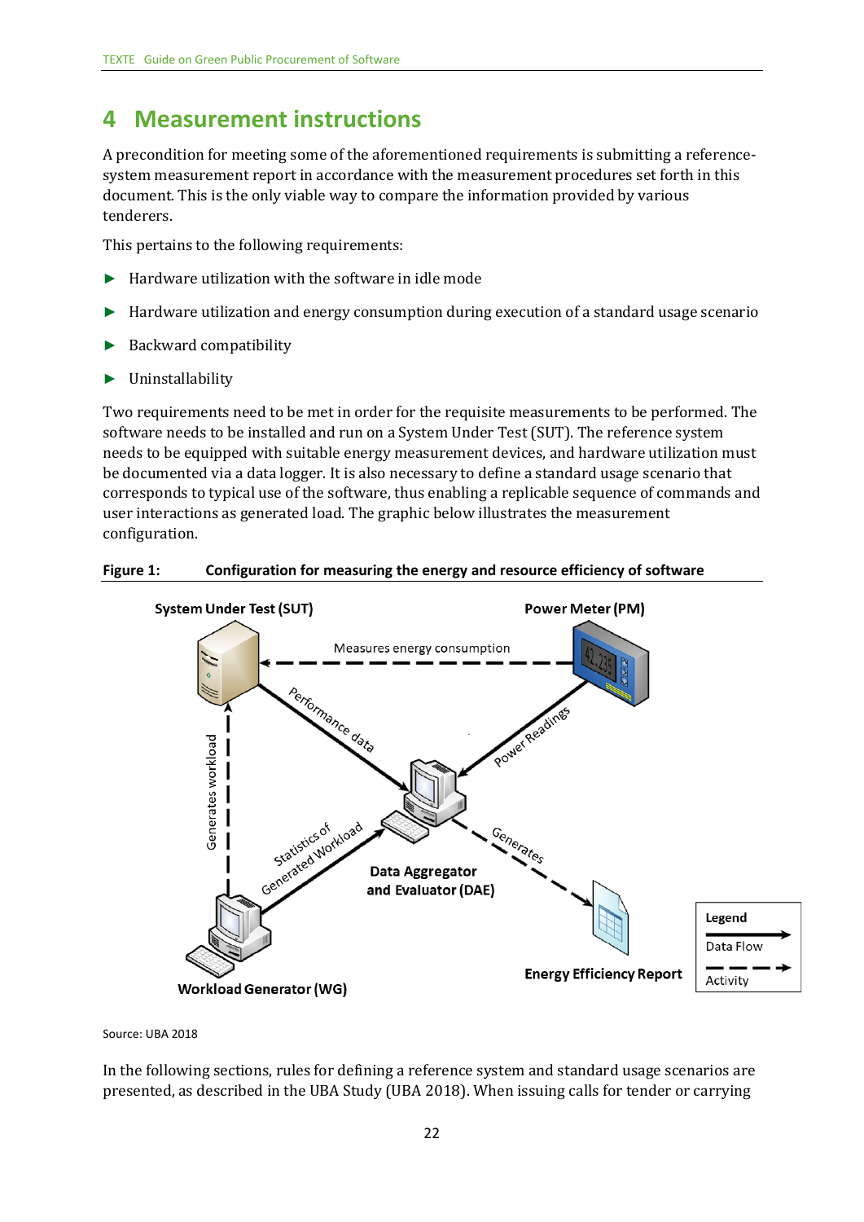# 4 Measurement instructions

A precondition for meeting some of the aforementioned requirements is submitting a reference-system measurement report in accordance with the measurement procedures set forth in this document. This is the only viable way to compare the information provided by various tenderers.

This pertains to the following requirements:

- Hardware utilization with the software in idle mode
- Hardware utilization and energy consumption during execution of a standard usage scenario
- Backward compatibility
- Uninstallability

Two requirements need to be met in order for the requisite measurements to be performed. The software needs to be installed and run on a System Under Test (SUT). The reference system needs to be equipped with suitable energy measurement devices, and hardware utilization must be documented via a data logger. It is also necessary to define a standard usage scenario that corresponds to typical use of the software, thus enabling a replicable sequence of commands and user interactions as generated load. The graphic below illustrates the measurement configuration.

**Figure 1: Configuration for measuring the energy and resource efficiency of software**

Source: UBA 2018

In the following sections, rules for defining a reference system and standard usage scenarios are presented, as described in the UBA Study (UBA 2018). When issuing calls for tender or carrying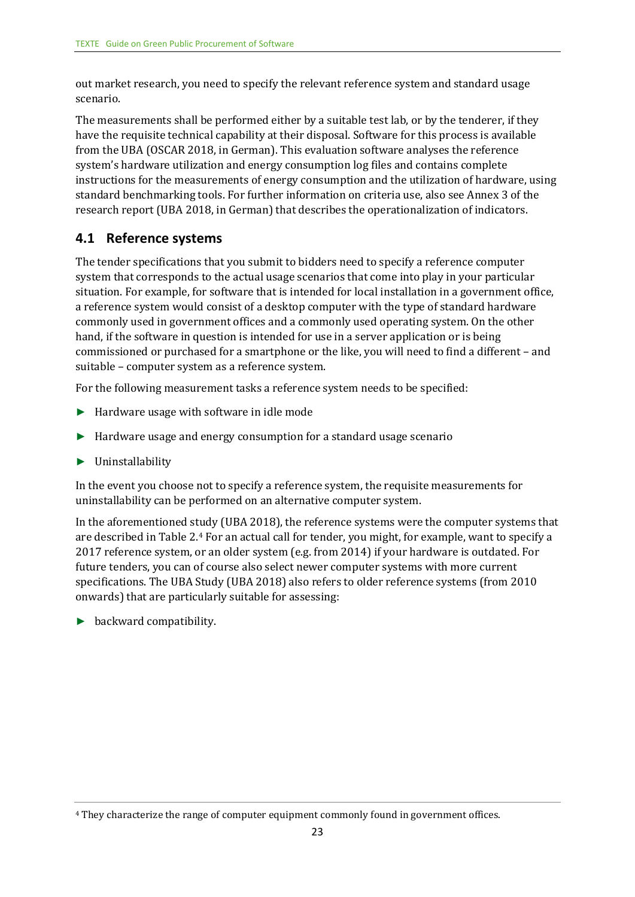out market research, you need to specify the relevant reference system and standard usage scenario.

The measurements shall be performed either by a suitable test lab, or by the tenderer, if they have the requisite technical capability at their disposal. Software for this process is available from the UBA (OSCAR 2018, in German). This evaluation software analyses the reference system's hardware utilization and energy consumption log files and contains complete instructions for the measurements of energy consumption and the utilization of hardware, using standard benchmarking tools. For further information on criteria use, also see Annex 3 of the research report (UBA 2018, in German) that describes the operationalization of indicators.

## 4.1 Reference systems

The tender specifications that you submit to bidders need to specify a reference computer system that corresponds to the actual usage scenarios that come into play in your particular situation. For example, for software that is intended for local installation in a government office, a reference system would consist of a desktop computer with the type of standard hardware commonly used in government offices and a commonly used operating system. On the other hand, if the software in question is intended for use in a server application or is being commissioned or purchased for a smartphone or the like, you will need to find a different – and suitable – computer system as a reference system.

For the following measurement tasks a reference system needs to be specified:

- Hardware usage with software in idle mode
- Hardware usage and energy consumption for a standard usage scenario
- Uninstallability

In the event you choose not to specify a reference system, the requisite measurements for uninstallability can be performed on an alternative computer system.

In the aforementioned study (UBA 2018), the reference systems were the computer systems that are described in Table 2.[4] For an actual call for tender, you might, for example, want to specify a 2017 reference system, or an older system (e.g. from 2014) if your hardware is outdated. For future tenders, you can of course also select newer computer systems with more current specifications. The UBA Study (UBA 2018) also refers to older reference systems (from 2010 onwards) that are particularly suitable for assessing:

- backward compatibility.

[4] They characterize the range of computer equipment commonly found in government offices.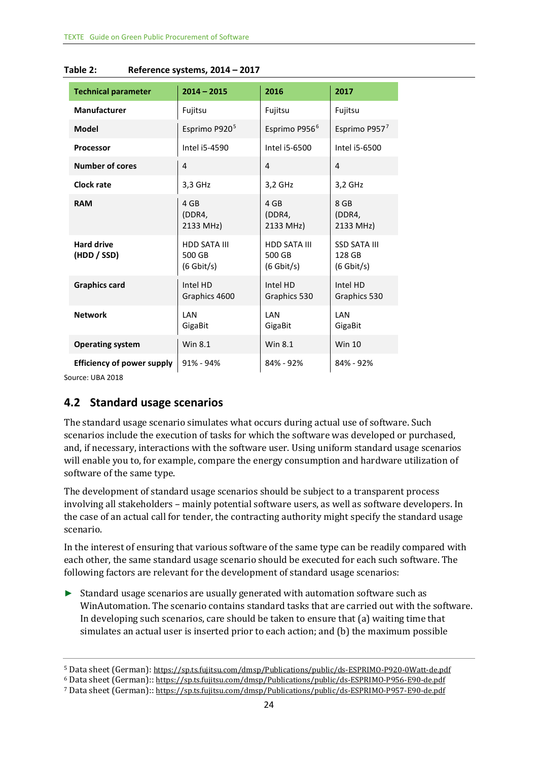**Table 2: Reference systems, 2014 – 2017**

| Technical parameter | 2014 – 2015 | 2016 | 2017 |
|---|---|---|---|
| **Manufacturer** | Fujitsu | Fujitsu | Fujitsu |
| **Model** | Esprimo P920[5] | Esprimo P956[6] | Esprimo P957[7] |
| **Processor** | Intel i5-4590 | Intel i5-6500 | Intel i5-6500 |
| **Number of cores** | 4 | 4 | 4 |
| **Clock rate** | 3,3 GHz | 3,2 GHz | 3,2 GHz |
| **RAM** | 4 GB (DDR4, 2133 MHz) | 4 GB (DDR4, 2133 MHz) | 8 GB (DDR4, 2133 MHz) |
| **Hard drive (HDD / SSD)** | HDD SATA III 500 GB (6 Gbit/s) | HDD SATA III 500 GB (6 Gbit/s) | SSD SATA III 128 GB (6 Gbit/s) |
| **Graphics card** | Intel HD Graphics 4600 | Intel HD Graphics 530 | Intel HD Graphics 530 |
| **Network** | LAN GigaBit | LAN GigaBit | LAN GigaBit |
| **Operating system** | Win 8.1 | Win 8.1 | Win 10 |
| **Efficiency of power supply** | 91% - 94% | 84% - 92% | 84% - 92% |

Source: UBA 2018

## 4.2 Standard usage scenarios

The standard usage scenario simulates what occurs during actual use of software. Such scenarios include the execution of tasks for which the software was developed or purchased, and, if necessary, interactions with the software user. Using uniform standard usage scenarios will enable you to, for example, compare the energy consumption and hardware utilization of software of the same type.

The development of standard usage scenarios should be subject to a transparent process involving all stakeholders – mainly potential software users, as well as software developers. In the case of an actual call for tender, the contracting authority might specify the standard usage scenario.

In the interest of ensuring that various software of the same type can be readily compared with each other, the same standard usage scenario should be executed for each such software. The following factors are relevant for the development of standard usage scenarios:

- Standard usage scenarios are usually generated with automation software such as WinAutomation. The scenario contains standard tasks that are carried out with the software. In developing such scenarios, care should be taken to ensure that (a) waiting time that simulates an actual user is inserted prior to each action; and (b) the maximum possible

---

[5] Data sheet (German): https://sp.ts.fujitsu.com/dmsp/Publications/public/ds-ESPRIMO-P920-0Watt-de.pdf

[6] Data sheet (German):: https://sp.ts.fujitsu.com/dmsp/Publications/public/ds-ESPRIMO-P956-E90-de.pdf

[7] Data sheet (German):: https://sp.ts.fujitsu.com/dmsp/Publications/public/ds-ESPRIMO-P957-E90-de.pdf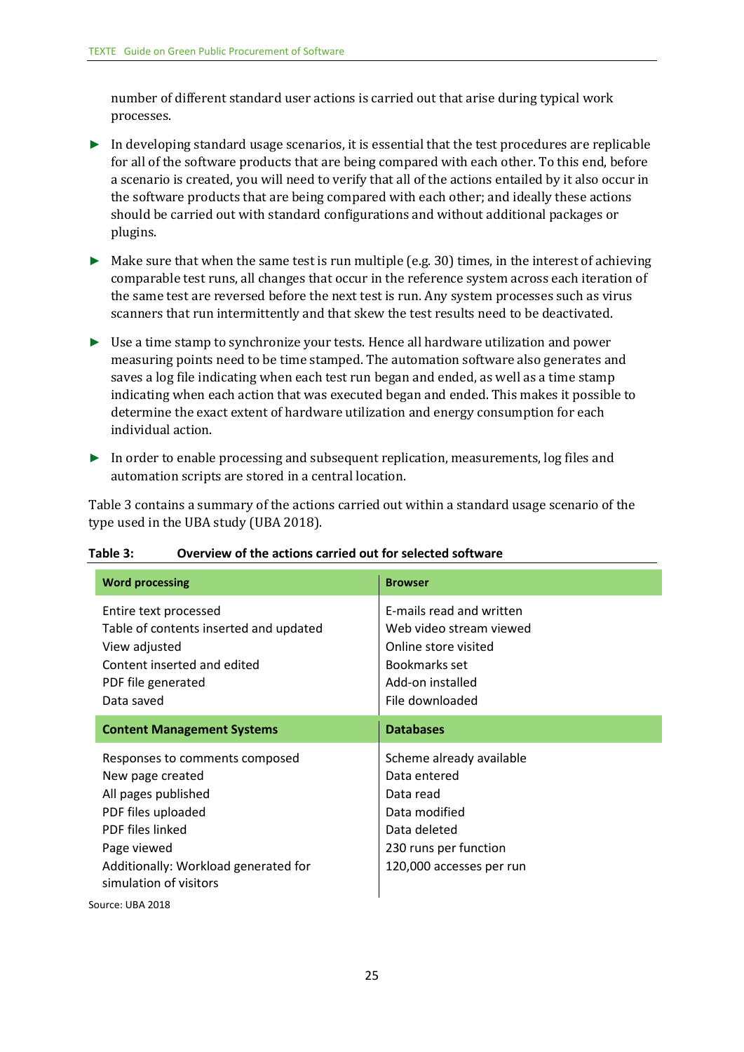number of different standard user actions is carried out that arise during typical work processes.

- In developing standard usage scenarios, it is essential that the test procedures are replicable for all of the software products that are being compared with each other. To this end, before a scenario is created, you will need to verify that all of the actions entailed by it also occur in the software products that are being compared with each other; and ideally these actions should be carried out with standard configurations and without additional packages or plugins.
- Make sure that when the same test is run multiple (e.g. 30) times, in the interest of achieving comparable test runs, all changes that occur in the reference system across each iteration of the same test are reversed before the next test is run. Any system processes such as virus scanners that run intermittently and that skew the test results need to be deactivated.
- Use a time stamp to synchronize your tests. Hence all hardware utilization and power measuring points need to be time stamped. The automation software also generates and saves a log file indicating when each test run began and ended, as well as a time stamp indicating when each action that was executed began and ended. This makes it possible to determine the exact extent of hardware utilization and energy consumption for each individual action.
- In order to enable processing and subsequent replication, measurements, log files and automation scripts are stored in a central location.

Table 3 contains a summary of the actions carried out within a standard usage scenario of the type used in the UBA study (UBA 2018).

**Table 3: Overview of the actions carried out for selected software**

| Word processing | Browser |
|---|---|
| Entire text processed<br>Table of contents inserted and updated<br>View adjusted<br>Content inserted and edited<br>PDF file generated<br>Data saved | E-mails read and written<br>Web video stream viewed<br>Online store visited<br>Bookmarks set<br>Add-on installed<br>File downloaded |
| **Content Management Systems** | **Databases** |
| Responses to comments composed<br>New page created<br>All pages published<br>PDF files uploaded<br>PDF files linked<br>Page viewed<br>Additionally: Workload generated for simulation of visitors | Scheme already available<br>Data entered<br>Data read<br>Data modified<br>Data deleted<br>230 runs per function<br>120,000 accesses per run |

Source: UBA 2018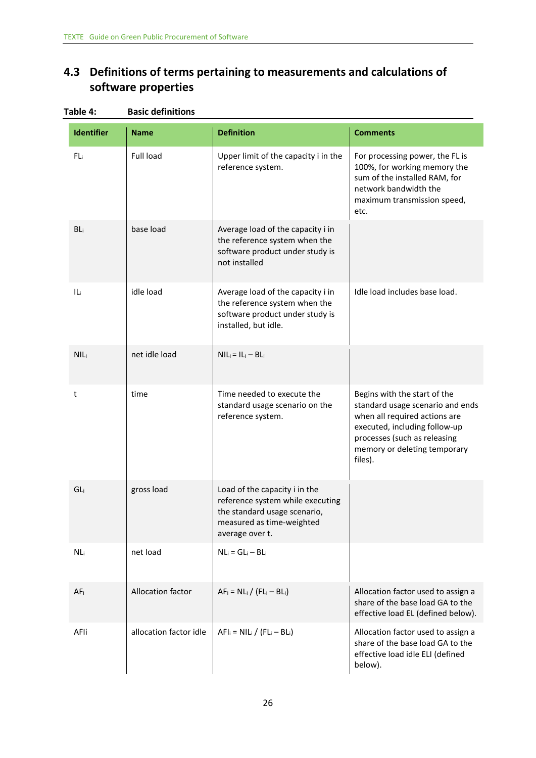## 4.3 Definitions of terms pertaining to measurements and calculations of software properties

**Table 4: Basic definitions**

| Identifier | Name | Definition | Comments |
|---|---|---|---|
| $FL_i$ | Full load | Upper limit of the capacity i in the reference system. | For processing power, the FL is 100%, for working memory the sum of the installed RAM, for network bandwidth the maximum transmission speed, etc. |
| $BL_i$ | base load | Average load of the capacity i in the reference system when the software product under study is not installed | |
| $IL_i$ | idle load | Average load of the capacity i in the reference system when the software product under study is installed, but idle. | Idle load includes base load. |
| $NIL_i$ | net idle load | $NIL_i = IL_i – BL_i$ | |
| t | time | Time needed to execute the standard usage scenario on the reference system. | Begins with the start of the standard usage scenario and ends when all required actions are executed, including follow-up processes (such as releasing memory or deleting temporary files). |
| $GL_i$ | gross load | Load of the capacity i in the reference system while executing the standard usage scenario, measured as time-weighted average over t. | |
| $NL_i$ | net load | $NL_i = GL_i – BL_i$ | |
| $AF_i$ | Allocation factor | $AF_i = NL_i / (FL_i – BL_i)$ | Allocation factor used to assign a share of the base load GA to the effective load EL (defined below). |
| AFIi | allocation factor idle | $AFI_i = NIL_i / (FL_i – BL_i)$ | Allocation factor used to assign a share of the base load GA to the effective load idle ELI (defined below). |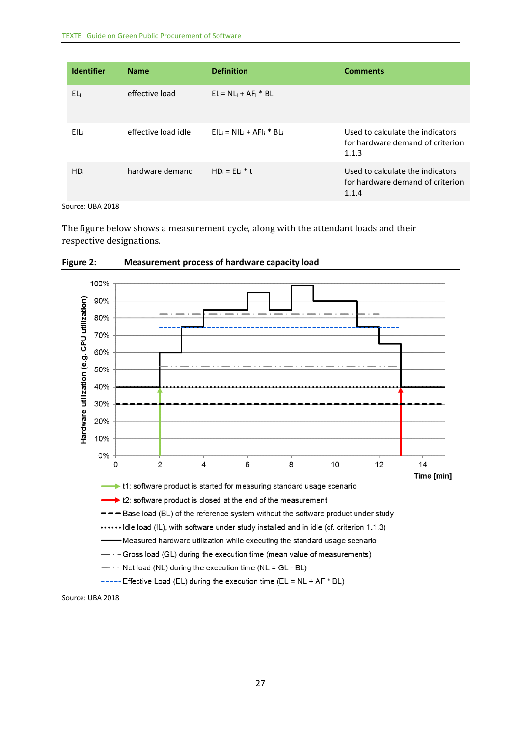| Identifier | Name | Definition | Comments |
|---|---|---|---|
| $EL_i$ | effective load | $EL_i = NL_i + AF_i * BL_i$ | |
| $EIL_i$ | effective load idle | $EIL_i = NIL_i + AFI_i * BL_i$ | Used to calculate the indicators for hardware demand of criterion 1.1.3 |
| $HD_i$ | hardware demand | $HD_i = EL_i * t$ | Used to calculate the indicators for hardware demand of criterion 1.1.4 |

Source: UBA 2018

The figure below shows a measurement cycle, along with the attendant loads and their respective designations.

**Figure 2: Measurement process of hardware capacity load**

- t1: software product is started for measuring standard usage scenario
- t2: software product is closed at the end of the measurement
- Base load (BL) of the reference system without the software product under study
- Idle load (IL), with software under study installed and in idle (cf. criterion 1.1.3)
- Measured hardware utilization while executing the standard usage scenario
- Gross load (GL) during the execution time (mean value of measurements)
- Net load (NL) during the execution time (NL = GL - BL)
- Effective Load (EL) during the execution time (EL = NL + AF * BL)

Source: UBA 2018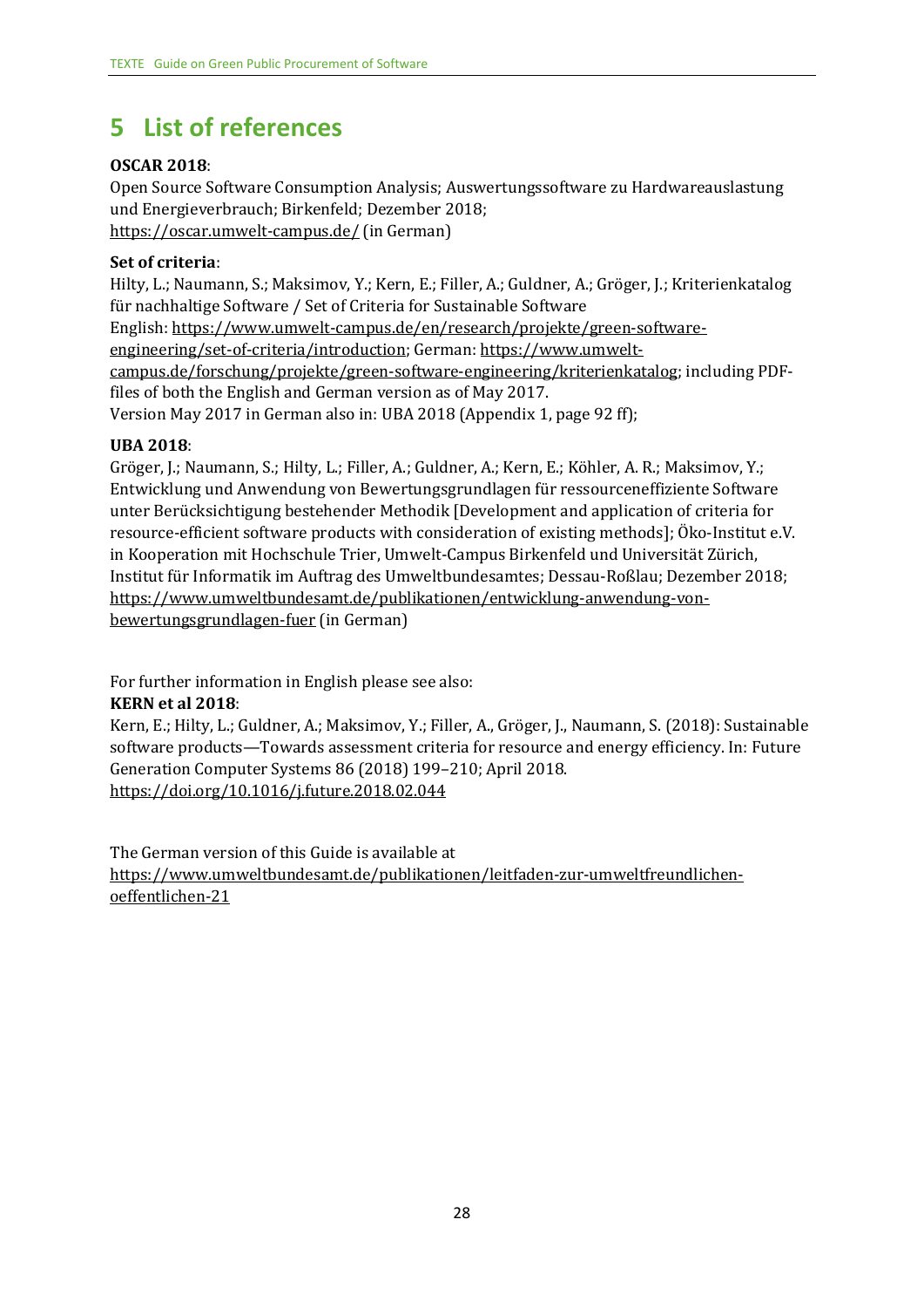# 5 List of references

**OSCAR 2018**:
Open Source Software Consumption Analysis; Auswertungssoftware zu Hardwareauslastung und Energieverbrauch; Birkenfeld; Dezember 2018;
https://oscar.umwelt-campus.de/ (in German)

**Set of criteria**:
Hilty, L.; Naumann, S.; Maksimov, Y.; Kern, E.; Filler, A.; Guldner, A.; Gröger, J.; Kriterienkatalog für nachhaltige Software / Set of Criteria for Sustainable Software
English: https://www.umwelt-campus.de/en/research/projekte/green-software-engineering/set-of-criteria/introduction; German: https://www.umwelt-campus.de/forschung/projekte/green-software-engineering/kriterienkatalog; including PDF-files of both the English and German version as of May 2017.
Version May 2017 in German also in: UBA 2018 (Appendix 1, page 92 ff);

**UBA 2018**:
Gröger, J.; Naumann, S.; Hilty, L.; Filler, A.; Guldner, A.; Kern, E.; Köhler, A. R.; Maksimov, Y.; Entwicklung und Anwendung von Bewertungsgrundlagen für ressourceneffiziente Software unter Berücksichtigung bestehender Methodik [Development and application of criteria for resource-efficient software products with consideration of existing methods]; Öko-Institut e.V. in Kooperation mit Hochschule Trier, Umwelt-Campus Birkenfeld und Universität Zürich, Institut für Informatik im Auftrag des Umweltbundesamtes; Dessau-Roßlau; Dezember 2018;
https://www.umweltbundesamt.de/publikationen/entwicklung-anwendung-von-bewertungsgrundlagen-fuer (in German)

For further information in English please see also:
**KERN et al 2018**:
Kern, E.; Hilty, L.; Guldner, A.; Maksimov, Y.; Filler, A., Gröger, J., Naumann, S. (2018): Sustainable software products—Towards assessment criteria for resource and energy efficiency. In: Future Generation Computer Systems 86 (2018) 199–210; April 2018.
https://doi.org/10.1016/j.future.2018.02.044

The German version of this Guide is available at
https://www.umweltbundesamt.de/publikationen/leitfaden-zur-umweltfreundlichen-oeffentlichen-21